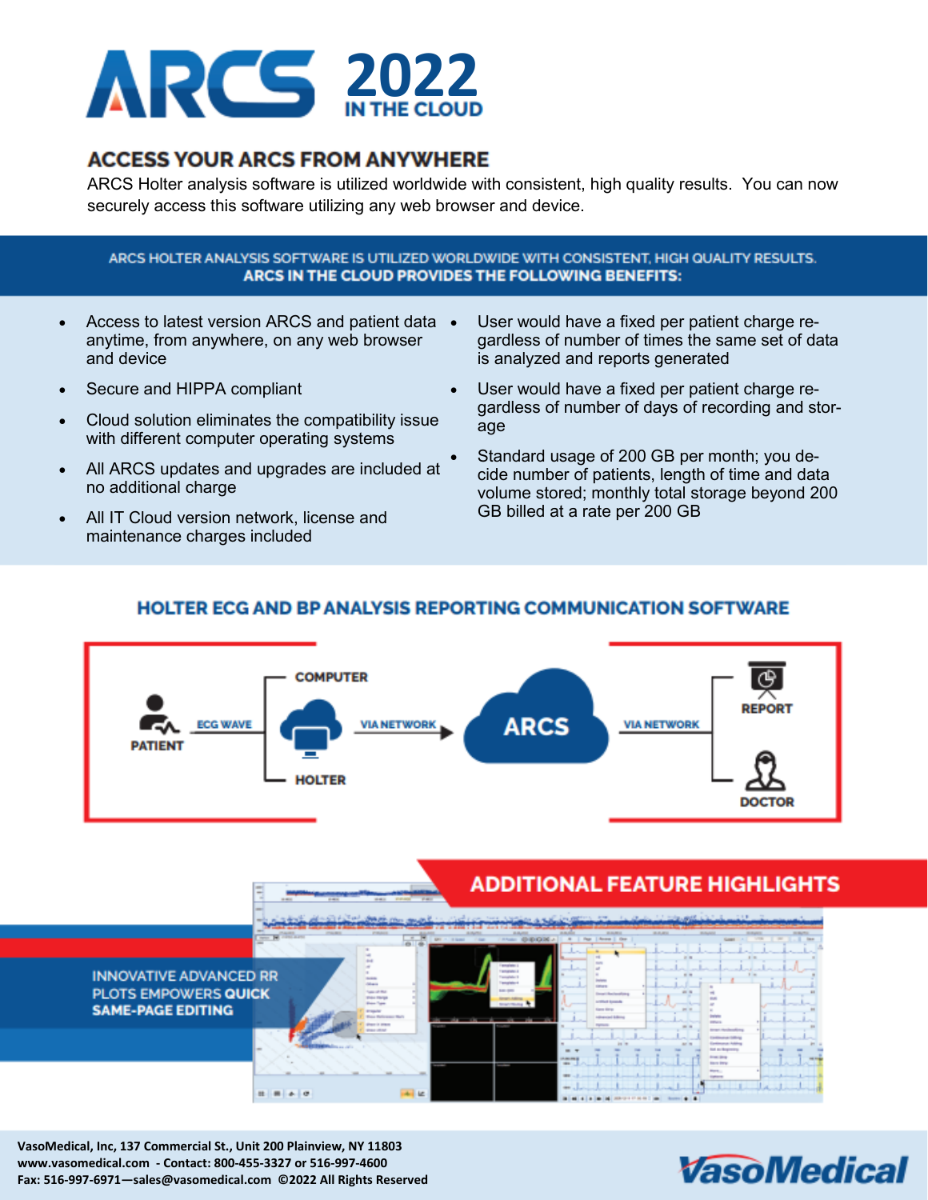# ARCS 2022 IN THE CLOUD

## ACCESS YOUR ARCS FROM ANYWHERE

ARCS Holter analysis software is utilized worldwide with consistent, high quality results. You can now securely access this software utilizing any web browser and device.

ARCS HOLTER ANALYSIS SOFTWARE IS UTILIZED WORLDWIDE WITH CONSISTENT, HIGH QUALITY RESULTS.
**ARCS IN THE CLOUD PROVIDES THE FOLLOWING BENEFITS:**

- Access to latest version ARCS and patient data anytime, from anywhere, on any web browser and device
- Secure and HIPPA compliant
- Cloud solution eliminates the compatibility issue with different computer operating systems
- All ARCS updates and upgrades are included at no additional charge
- All IT Cloud version network, license and maintenance charges included
- User would have a fixed per patient charge regardless of number of times the same set of data is analyzed and reports generated
- User would have a fixed per patient charge regardless of number of days of recording and storage
- Standard usage of 200 GB per month; you decide number of patients, length of time and data volume stored; monthly total storage beyond 200 GB billed at a rate per 200 GB

## HOLTER ECG AND BP ANALYSIS REPORTING COMMUNICATION SOFTWARE

PATIENT — ECG WAVE — COMPUTER / HOLTER — VIA NETWORK — ARCS — VIA NETWORK — REPORT / DOCTOR

## ADDITIONAL FEATURE HIGHLIGHTS

INNOVATIVE ADVANCED RR PLOTS EMPOWERS **QUICK SAME-PAGE EDITING**

VasoMedical, Inc, 137 Commercial St., Unit 200 Plainview, NY 11803
www.vasomedical.com - Contact: 800-455-3327 or 516-997-4600
Fax: 516-997-6971—sales@vasomedical.com ©2022 All Rights Reserved

VasoMedical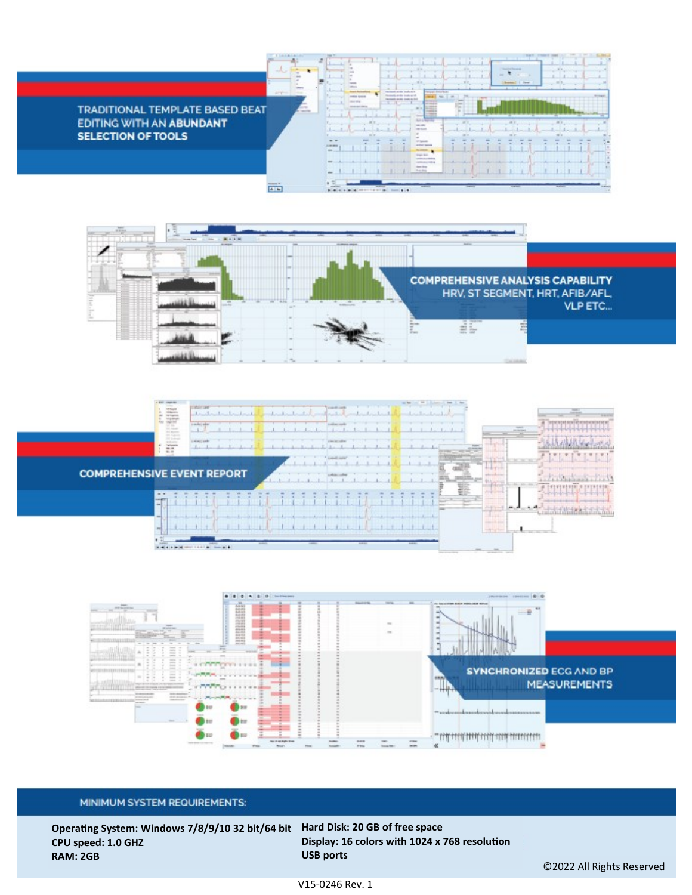TRADITIONAL TEMPLATE BASED BEAT EDITING WITH AN **ABUNDANT SELECTION OF TOOLS**

**COMPREHENSIVE ANALYSIS CAPABILITY**
HRV, ST SEGMENT, HRT, AFIB/AFL, VLP ETC...

**COMPREHENSIVE EVENT REPORT**

**SYNCHRONIZED** ECG AND BP MEASUREMENTS

## MINIMUM SYSTEM REQUIREMENTS:

**Operating System: Windows 7/8/9/10 32 bit/64 bit**
**CPU speed: 1.0 GHZ**
**RAM: 2GB**
**Hard Disk: 20 GB of free space**
**Display: 16 colors with 1024 x 768 resolution**
**USB ports**

©2022 All Rights Reserved

V15-0246 Rev. 1